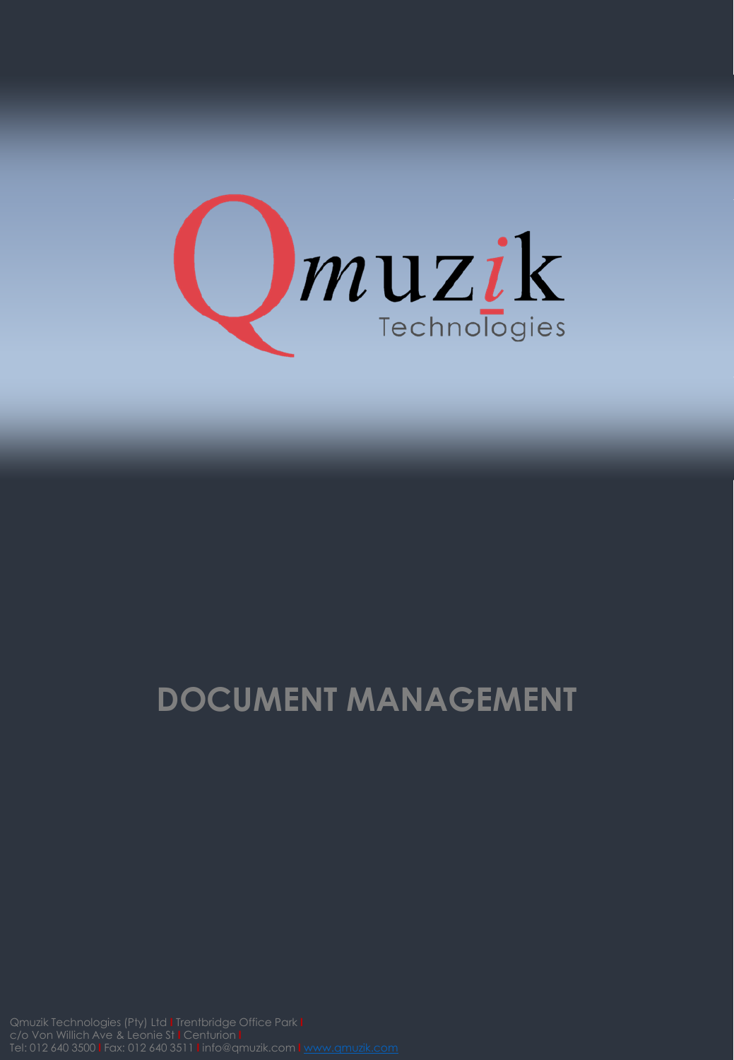Qmuzik Technologies

# DOCUMENT MANAGEMENT

Qmuzik Technologies (Pty) Ltd | Trentbridge Office Park | c/o Von Willich Ave & Leonie St | Centurion | Tel: 012 640 3500 | Fax: 012 640 3511 | info@qmuzik.com | www.qmuzik.com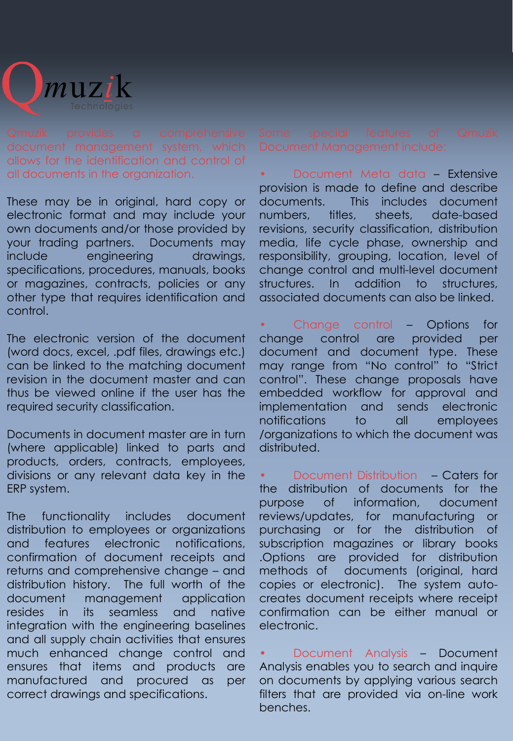# Qmuzik Technologies

Qmuzik provides a comprehensive document management system, which allows for the identification and control of all documents in the organization.

These may be in original, hard copy or electronic format and may include your own documents and/or those provided by your trading partners. Documents may include engineering drawings, specifications, procedures, manuals, books or magazines, contracts, policies or any other type that requires identification and control.

The electronic version of the document (word docs, excel, .pdf files, drawings etc.) can be linked to the matching document revision in the document master and can thus be viewed online if the user has the required security classification.

Documents in document master are in turn (where applicable) linked to parts and products, orders, contracts, employees, divisions or any relevant data key in the ERP system.

The functionality includes document distribution to employees or organizations and features electronic notifications, confirmation of document receipts and returns and comprehensive change – and distribution history. The full worth of the document management application resides in its seamless and native integration with the engineering baselines and all supply chain activities that ensures much enhanced change control and ensures that items and products are manufactured and procured as per correct drawings and specifications.

Some special features of Qmuzik Document Management include:

- Document Meta data – Extensive provision is made to define and describe documents. This includes document numbers, titles, sheets, date-based revisions, security classification, distribution media, life cycle phase, ownership and responsibility, grouping, location, level of change control and multi-level document structures. In addition to structures, associated documents can also be linked.

- Change control – Options for change control are provided per document and document type. These may range from "No control" to "Strict control". These change proposals have embedded workflow for approval and implementation and sends electronic notifications to all employees /organizations to which the document was distributed.

- Document Distribution – Caters for the distribution of documents for the purpose of information, document reviews/updates, for manufacturing or purchasing or for the distribution of subscription magazines or library books .Options are provided for distribution methods of documents (original, hard copies or electronic). The system auto-creates document receipts where receipt confirmation can be either manual or electronic.

- Document Analysis – Document Analysis enables you to search and inquire on documents by applying various search filters that are provided via on-line work benches.